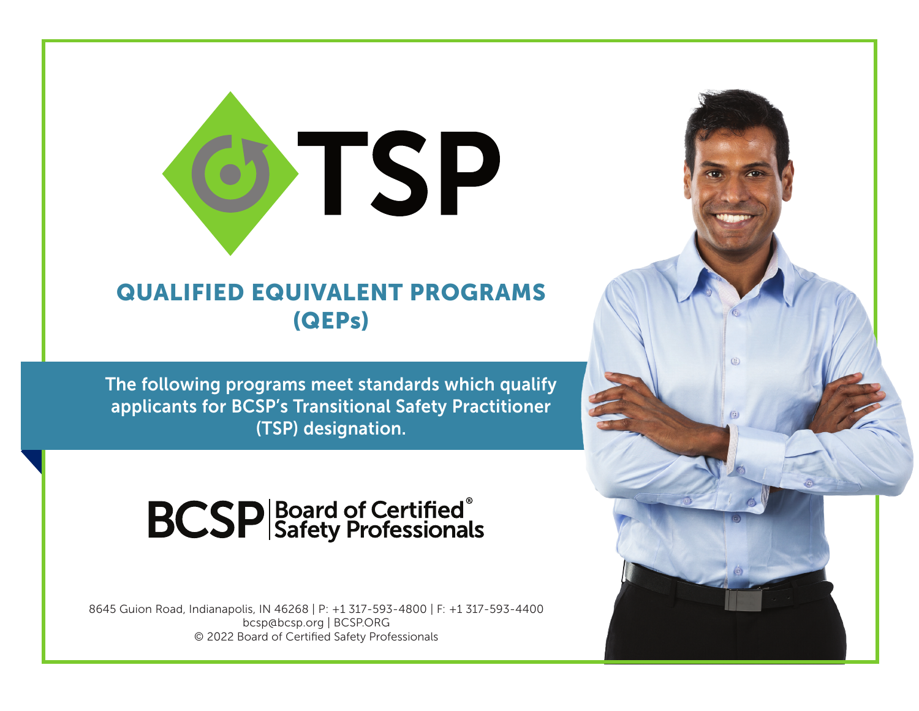# TSP

## QUALIFIED EQUIVALENT PROGRAMS (QEPs)

**The following programs meet standards which qualify applicants for BCSP's Transitional Safety Practitioner (TSP) designation.**

**BCSP | Board of Certified® Safety Professionals**

8645 Guion Road, Indianapolis, IN 46268 | P: +1 317-593-4800 | F: +1 317-593-4400
bcsp@bcsp.org | BCSP.ORG
© 2022 Board of Certified Safety Professionals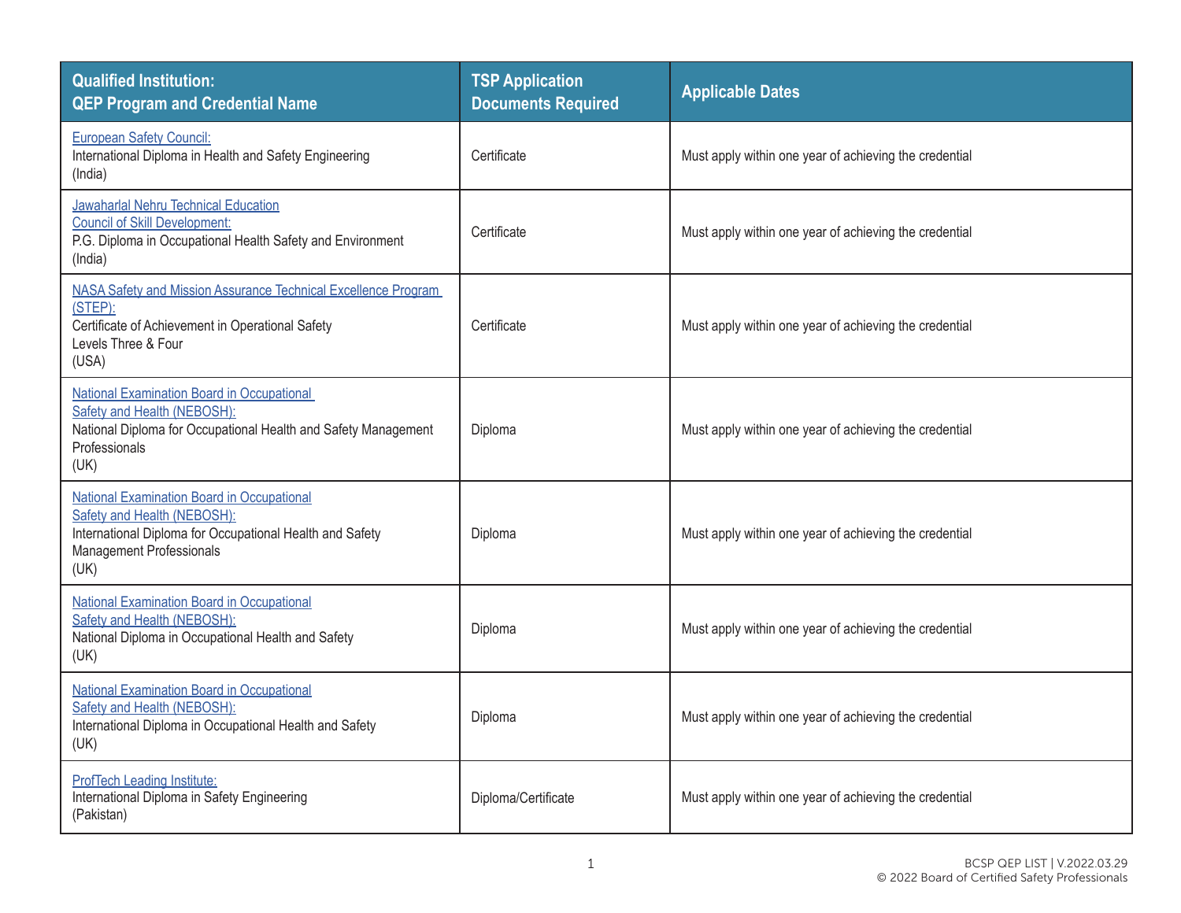| Qualified Institution: QEP Program and Credential Name | TSP Application Documents Required | Applicable Dates |
| --- | --- | --- |
| European Safety Council: International Diploma in Health and Safety Engineering (India) | Certificate | Must apply within one year of achieving the credential |
| Jawaharlal Nehru Technical Education Council of Skill Development: P.G. Diploma in Occupational Health Safety and Environment (India) | Certificate | Must apply within one year of achieving the credential |
| NASA Safety and Mission Assurance Technical Excellence Program (STEP): Certificate of Achievement in Operational Safety Levels Three & Four (USA) | Certificate | Must apply within one year of achieving the credential |
| National Examination Board in Occupational Safety and Health (NEBOSH): National Diploma for Occupational Health and Safety Management Professionals (UK) | Diploma | Must apply within one year of achieving the credential |
| National Examination Board in Occupational Safety and Health (NEBOSH): International Diploma for Occupational Health and Safety Management Professionals (UK) | Diploma | Must apply within one year of achieving the credential |
| National Examination Board in Occupational Safety and Health (NEBOSH): National Diploma in Occupational Health and Safety (UK) | Diploma | Must apply within one year of achieving the credential |
| National Examination Board in Occupational Safety and Health (NEBOSH): International Diploma in Occupational Health and Safety (UK) | Diploma | Must apply within one year of achieving the credential |
| ProfTech Leading Institute: International Diploma in Safety Engineering (Pakistan) | Diploma/Certificate | Must apply within one year of achieving the credential |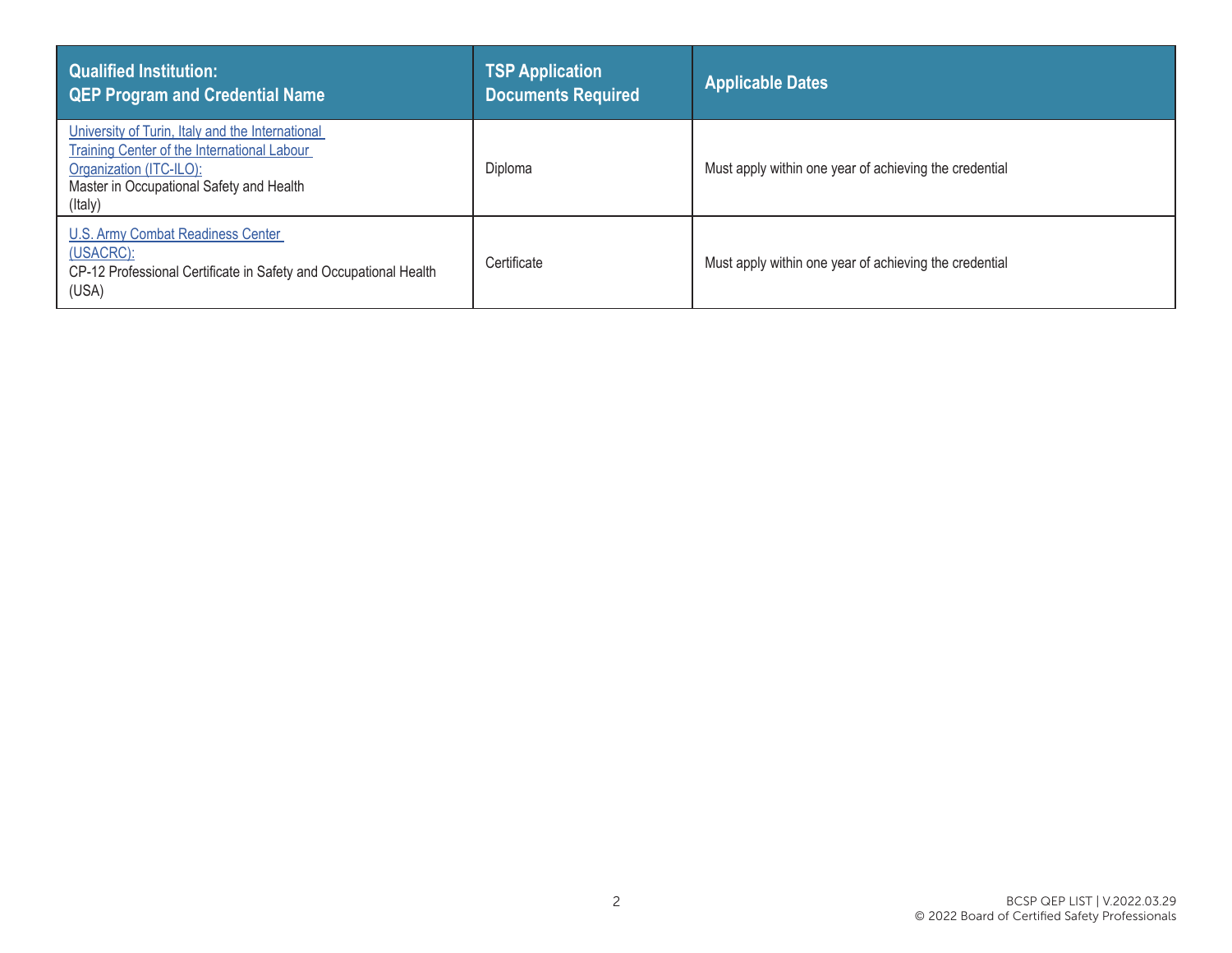| Qualified Institution: QEP Program and Credential Name | TSP Application Documents Required | Applicable Dates |
| --- | --- | --- |
| University of Turin, Italy and the International Training Center of the International Labour Organization (ITC-ILO): Master in Occupational Safety and Health (Italy) | Diploma | Must apply within one year of achieving the credential |
| U.S. Army Combat Readiness Center (USACRC): CP-12 Professional Certificate in Safety and Occupational Health (USA) | Certificate | Must apply within one year of achieving the credential |